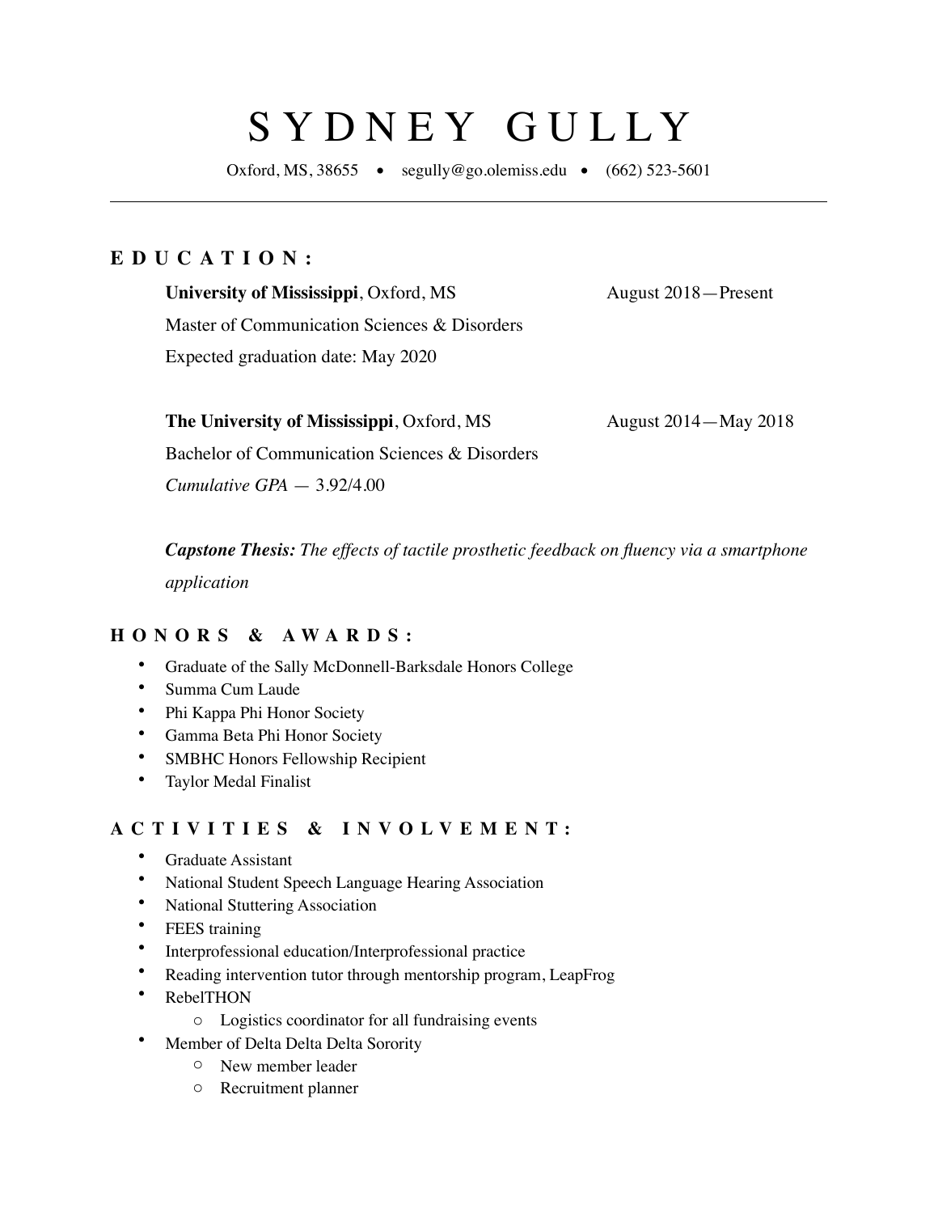# SYDNEY GULLY

Oxford, MS, 38655 • segully@go.olemiss.edu • (662) 523-5601

---

## EDUCATION:

**University of Mississippi**, Oxford, MS — August 2018—Present
Master of Communication Sciences & Disorders
Expected graduation date: May 2020

**The University of Mississippi**, Oxford, MS — August 2014—May 2018
Bachelor of Communication Sciences & Disorders
*Cumulative GPA* — 3.92/4.00

***Capstone Thesis:*** *The effects of tactile prosthetic feedback on fluency via a smartphone application*

## HONORS & AWARDS:

- Graduate of the Sally McDonnell-Barksdale Honors College
- Summa Cum Laude
- Phi Kappa Phi Honor Society
- Gamma Beta Phi Honor Society
- SMBHC Honors Fellowship Recipient
- Taylor Medal Finalist

## ACTIVITIES & INVOLVEMENT:

- Graduate Assistant
- National Student Speech Language Hearing Association
- National Stuttering Association
- FEES training
- Interprofessional education/Interprofessional practice
- Reading intervention tutor through mentorship program, LeapFrog
- RebelTHON
  - Logistics coordinator for all fundraising events
- Member of Delta Delta Delta Sorority
  - New member leader
  - Recruitment planner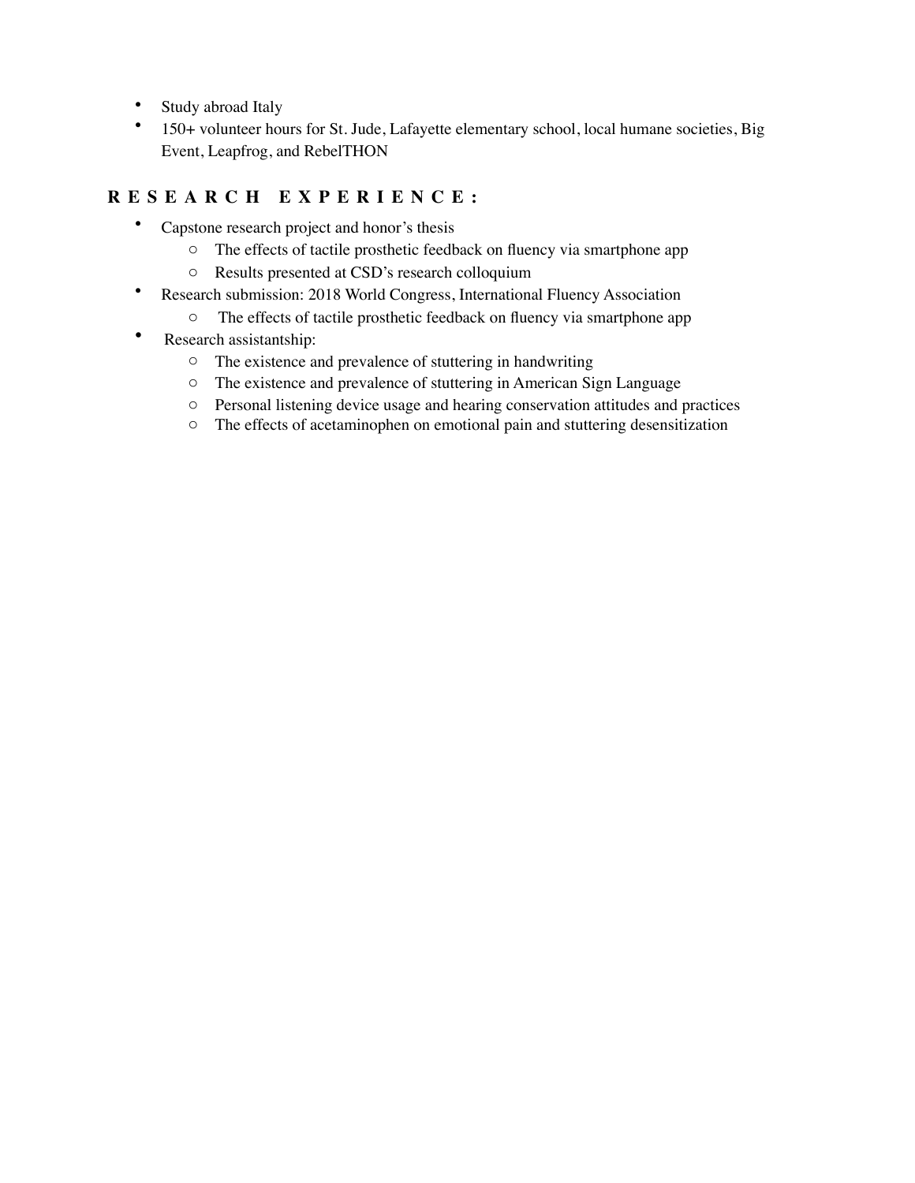- Study abroad Italy
- 150+ volunteer hours for St. Jude, Lafayette elementary school, local humane societies, Big Event, Leapfrog, and RebelTHON

## RESEARCH EXPERIENCE:

- Capstone research project and honor's thesis
  - The effects of tactile prosthetic feedback on fluency via smartphone app
  - Results presented at CSD's research colloquium
- Research submission: 2018 World Congress, International Fluency Association
  - The effects of tactile prosthetic feedback on fluency via smartphone app
- Research assistantship:
  - The existence and prevalence of stuttering in handwriting
  - The existence and prevalence of stuttering in American Sign Language
  - Personal listening device usage and hearing conservation attitudes and practices
  - The effects of acetaminophen on emotional pain and stuttering desensitization